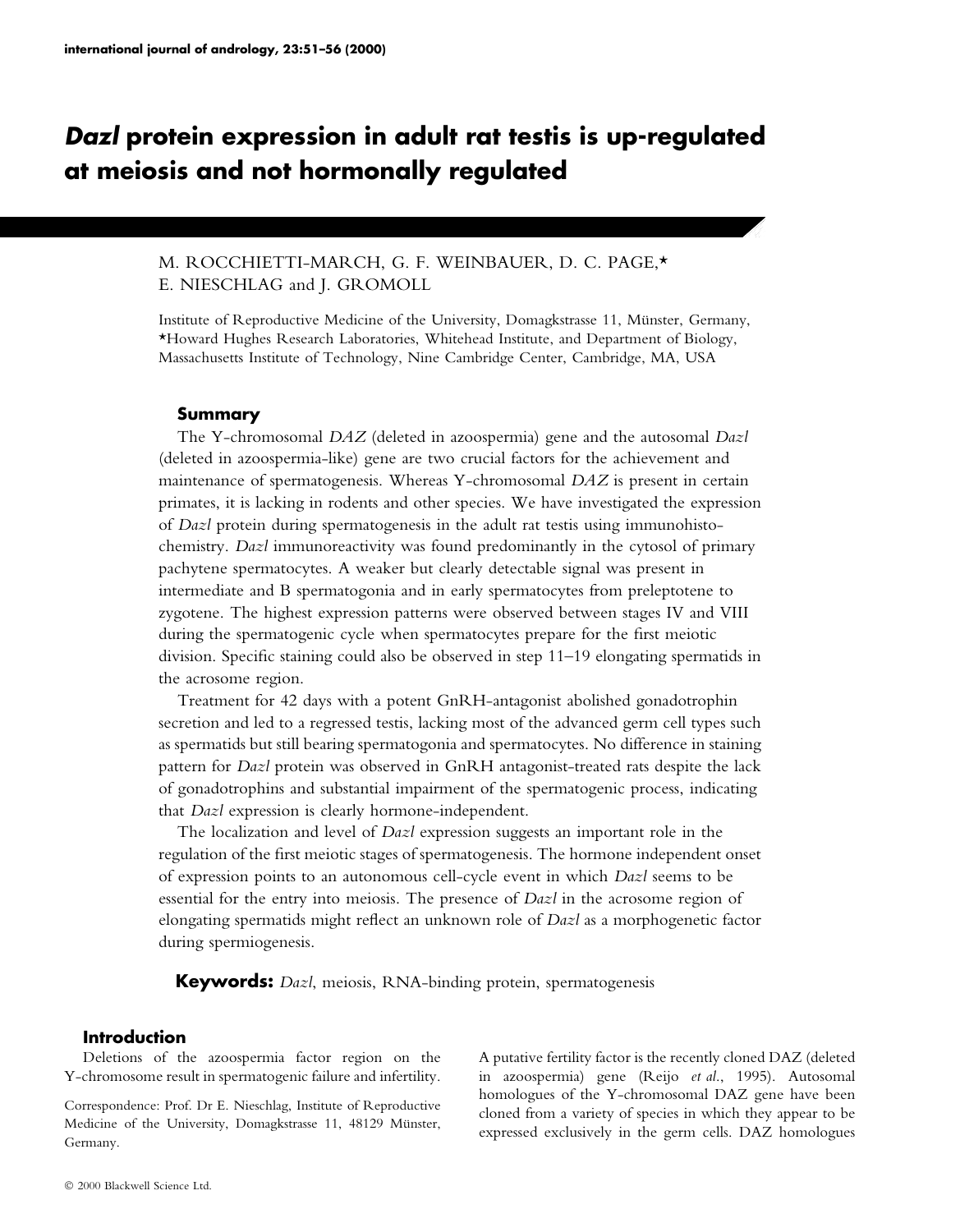# *Dazl* protein expression in adult rat testis is up-regulated at meiosis and not hormonally regulated

M. ROCCHIETTI-MARCH, G. F. WEINBAUER, D. C. PAGE,* E. NIESCHLAG and J. GROMOLL

Institute of Reproductive Medicine of the University, Domagkstrasse 11, Münster, Germany, *Howard Hughes Research Laboratories, Whitehead Institute, and Department of Biology, Massachusetts Institute of Technology, Nine Cambridge Center, Cambridge, MA, USA

## Summary

The Y-chromosomal *DAZ* (deleted in azoospermia) gene and the autosomal *Dazl* (deleted in azoospermia-like) gene are two crucial factors for the achievement and maintenance of spermatogenesis. Whereas Y-chromosomal *DAZ* is present in certain primates, it is lacking in rodents and other species. We have investigated the expression of *Dazl* protein during spermatogenesis in the adult rat testis using immunohistochemistry. *Dazl* immunoreactivity was found predominantly in the cytosol of primary pachytene spermatocytes. A weaker but clearly detectable signal was present in intermediate and B spermatogonia and in early spermatocytes from preleptotene to zygotene. The highest expression patterns were observed between stages IV and VIII during the spermatogenic cycle when spermatocytes prepare for the first meiotic division. Specific staining could also be observed in step 11–19 elongating spermatids in the acrosome region.

Treatment for 42 days with a potent GnRH-antagonist abolished gonadotrophin secretion and led to a regressed testis, lacking most of the advanced germ cell types such as spermatids but still bearing spermatogonia and spermatocytes. No difference in staining pattern for *Dazl* protein was observed in GnRH antagonist-treated rats despite the lack of gonadotrophins and substantial impairment of the spermatogenic process, indicating that *Dazl* expression is clearly hormone-independent.

The localization and level of *Dazl* expression suggests an important role in the regulation of the first meiotic stages of spermatogenesis. The hormone independent onset of expression points to an autonomous cell-cycle event in which *Dazl* seems to be essential for the entry into meiosis. The presence of *Dazl* in the acrosome region of elongating spermatids might reflect an unknown role of *Dazl* as a morphogenetic factor during spermiogenesis.

**Keywords:** *Dazl*, meiosis, RNA-binding protein, spermatogenesis

## Introduction

Deletions of the azoospermia factor region on the Y-chromosome result in spermatogenic failure and infertility. A putative fertility factor is the recently cloned DAZ (deleted in azoospermia) gene (Reijo *et al.*, 1995). Autosomal homologues of the Y-chromosomal DAZ gene have been cloned from a variety of species in which they appear to be expressed exclusively in the germ cells. DAZ homologues

Correspondence: Prof. Dr E. Nieschlag, Institute of Reproductive Medicine of the University, Domagkstrasse 11, 48129 Münster, Germany.

© 2000 Blackwell Science Ltd.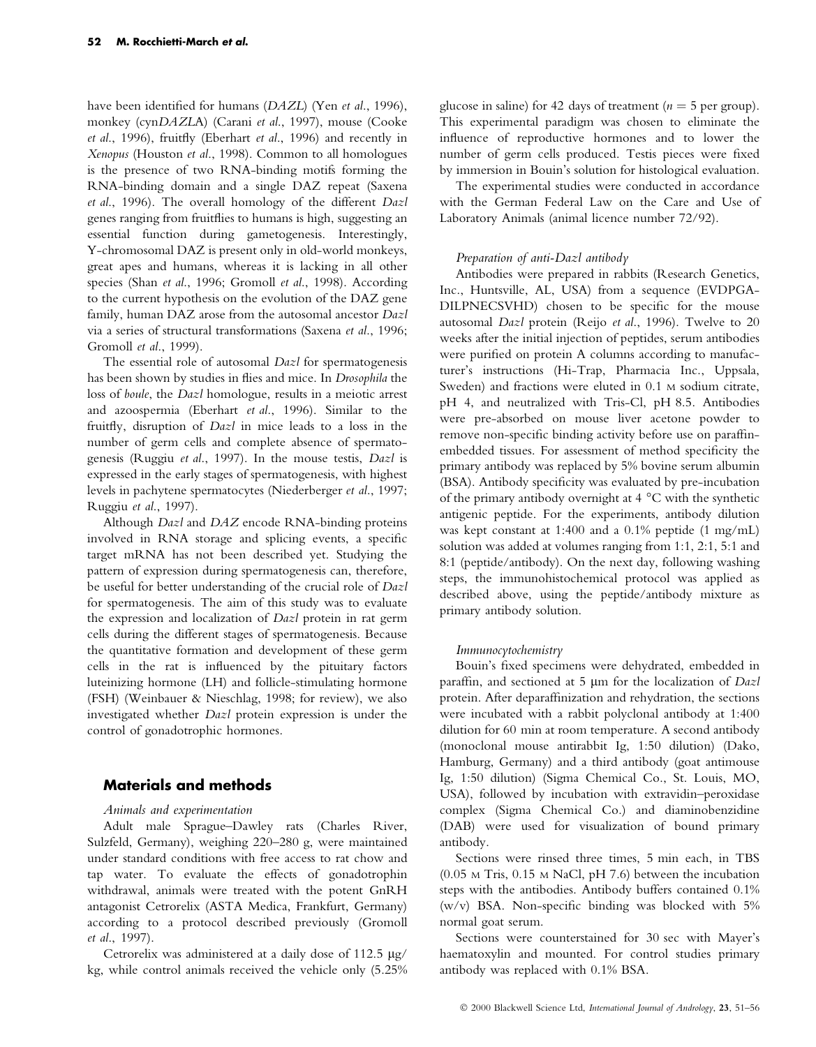have been identified for humans (*DAZL*) (Yen *et al*., 1996), monkey (cyn*DAZL*A) (Carani *et al*., 1997), mouse (Cooke *et al*., 1996), fruitfly (Eberhart *et al*., 1996) and recently in *Xenopus* (Houston *et al*., 1998). Common to all homologues is the presence of two RNA-binding motifs forming the RNA-binding domain and a single DAZ repeat (Saxena *et al*., 1996). The overall homology of the different *Dazl* genes ranging from fruitflies to humans is high, suggesting an essential function during gametogenesis. Interestingly, Y-chromosomal DAZ is present only in old-world monkeys, great apes and humans, whereas it is lacking in all other species (Shan *et al*., 1996; Gromoll *et al*., 1998). According to the current hypothesis on the evolution of the DAZ gene family, human DAZ arose from the autosomal ancestor *Dazl* via a series of structural transformations (Saxena *et al*., 1996; Gromoll *et al*., 1999).

The essential role of autosomal *Dazl* for spermatogenesis has been shown by studies in flies and mice. In *Drosophila* the loss of *boule*, the *Dazl* homologue, results in a meiotic arrest and azoospermia (Eberhart *et al*., 1996). Similar to the fruitfly, disruption of *Dazl* in mice leads to a loss in the number of germ cells and complete absence of spermatogenesis (Ruggiu *et al*., 1997). In the mouse testis, *Dazl* is expressed in the early stages of spermatogenesis, with highest levels in pachytene spermatocytes (Niederberger *et al*., 1997; Ruggiu *et al*., 1997).

Although *Dazl* and *DAZ* encode RNA-binding proteins involved in RNA storage and splicing events, a specific target mRNA has not been described yet. Studying the pattern of expression during spermatogenesis can, therefore, be useful for better understanding of the crucial role of *Dazl* for spermatogenesis. The aim of this study was to evaluate the expression and localization of *Dazl* protein in rat germ cells during the different stages of spermatogenesis. Because the quantitative formation and development of these germ cells in the rat is influenced by the pituitary factors luteinizing hormone (LH) and follicle-stimulating hormone (FSH) (Weinbauer & Nieschlag, 1998; for review), we also investigated whether *Dazl* protein expression is under the control of gonadotrophic hormones.

## Materials and methods

### *Animals and experimentation*

Adult male Sprague–Dawley rats (Charles River, Sulzfeld, Germany), weighing 220–280 g, were maintained under standard conditions with free access to rat chow and tap water. To evaluate the effects of gonadotrophin withdrawal, animals were treated with the potent GnRH antagonist Cetrorelix (ASTA Medica, Frankfurt, Germany) according to a protocol described previously (Gromoll *et al*., 1997).

Cetrorelix was administered at a daily dose of 112.5 μg/kg, while control animals received the vehicle only (5.25% glucose in saline) for 42 days of treatment ($n = 5$ per group). This experimental paradigm was chosen to eliminate the influence of reproductive hormones and to lower the number of germ cells produced. Testis pieces were fixed by immersion in Bouin's solution for histological evaluation.

The experimental studies were conducted in accordance with the German Federal Law on the Care and Use of Laboratory Animals (animal licence number 72/92).

### *Preparation of anti-Dazl antibody*

Antibodies were prepared in rabbits (Research Genetics, Inc., Huntsville, AL, USA) from a sequence (EVDPGA-DILPNECSVHD) chosen to be specific for the mouse autosomal *Dazl* protein (Reijo *et al*., 1996). Twelve to 20 weeks after the initial injection of peptides, serum antibodies were purified on protein A columns according to manufacturer's instructions (Hi-Trap, Pharmacia Inc., Uppsala, Sweden) and fractions were eluted in 0.1 M sodium citrate, pH 4, and neutralized with Tris-Cl, pH 8.5. Antibodies were pre-absorbed on mouse liver acetone powder to remove non-specific binding activity before use on paraffin-embedded tissues. For assessment of method specificity the primary antibody was replaced by 5% bovine serum albumin (BSA). Antibody specificity was evaluated by pre-incubation of the primary antibody overnight at 4 °C with the synthetic antigenic peptide. For the experiments, antibody dilution was kept constant at 1:400 and a 0.1% peptide (1 mg/mL) solution was added at volumes ranging from 1:1, 2:1, 5:1 and 8:1 (peptide/antibody). On the next day, following washing steps, the immunohistochemical protocol was applied as described above, using the peptide/antibody mixture as primary antibody solution.

### *Immunocytochemistry*

Bouin's fixed specimens were dehydrated, embedded in paraffin, and sectioned at 5 μm for the localization of *Dazl* protein. After deparaffinization and rehydration, the sections were incubated with a rabbit polyclonal antibody at 1:400 dilution for 60 min at room temperature. A second antibody (monoclonal mouse antirabbit Ig, 1:50 dilution) (Dako, Hamburg, Germany) and a third antibody (goat antimouse Ig, 1:50 dilution) (Sigma Chemical Co., St. Louis, MO, USA), followed by incubation with extravidin–peroxidase complex (Sigma Chemical Co.) and diaminobenzidine (DAB) were used for visualization of bound primary antibody.

Sections were rinsed three times, 5 min each, in TBS (0.05 M Tris, 0.15 M NaCl, pH 7.6) between the incubation steps with the antibodies. Antibody buffers contained 0.1% (w/v) BSA. Non-specific binding was blocked with 5% normal goat serum.

Sections were counterstained for 30 sec with Mayer's haematoxylin and mounted. For control studies primary antibody was replaced with 0.1% BSA.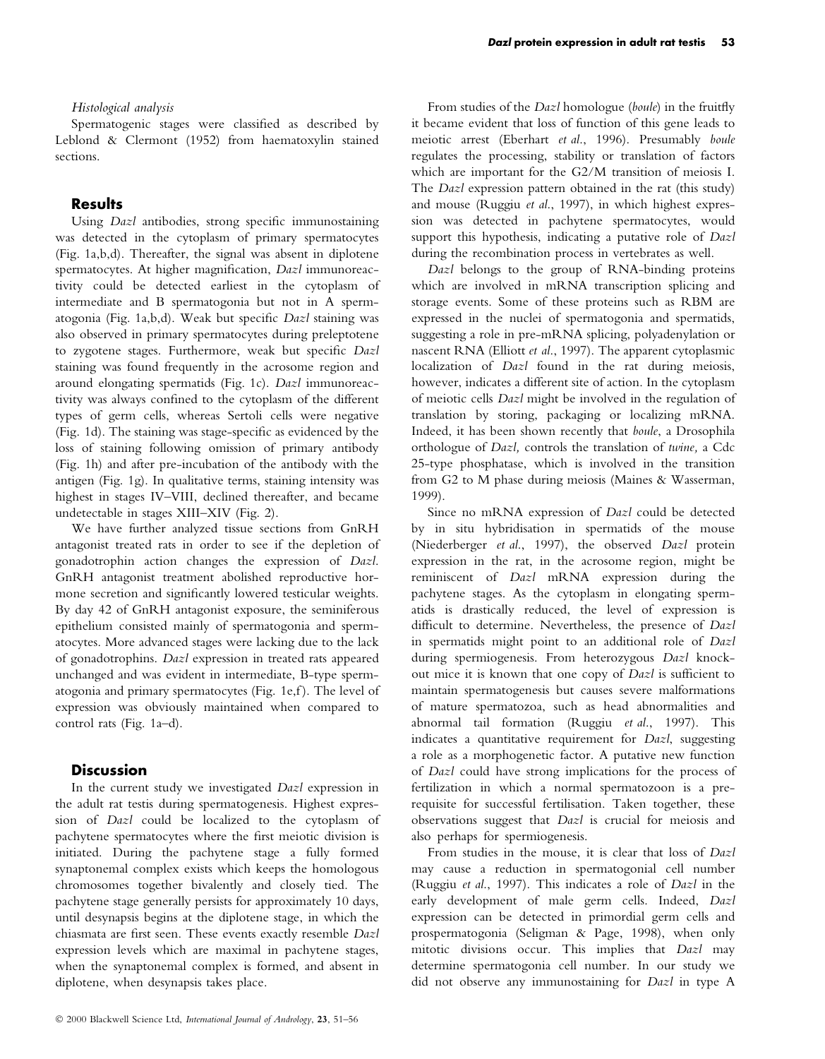*Histological analysis*

Spermatogenic stages were classified as described by Leblond & Clermont (1952) from haematoxylin stained sections.

## Results

Using *Dazl* antibodies, strong specific immunostaining was detected in the cytoplasm of primary spermatocytes (Fig. 1a,b,d). Thereafter, the signal was absent in diplotene spermatocytes. At higher magnification, *Dazl* immunoreactivity could be detected earliest in the cytoplasm of intermediate and B spermatogonia but not in A spermatogonia (Fig. 1a,b,d). Weak but specific *Dazl* staining was also observed in primary spermatocytes during preleptotene to zygotene stages. Furthermore, weak but specific *Dazl* staining was found frequently in the acrosome region and around elongating spermatids (Fig. 1c). *Dazl* immunoreactivity was always confined to the cytoplasm of the different types of germ cells, whereas Sertoli cells were negative (Fig. 1d). The staining was stage-specific as evidenced by the loss of staining following omission of primary antibody (Fig. 1h) and after pre-incubation of the antibody with the antigen (Fig. 1g). In qualitative terms, staining intensity was highest in stages IV–VIII, declined thereafter, and became undetectable in stages XIII–XIV (Fig. 2).

We have further analyzed tissue sections from GnRH antagonist treated rats in order to see if the depletion of gonadotrophin action changes the expression of *Dazl*. GnRH antagonist treatment abolished reproductive hormone secretion and significantly lowered testicular weights. By day 42 of GnRH antagonist exposure, the seminiferous epithelium consisted mainly of spermatogonia and spermatocytes. More advanced stages were lacking due to the lack of gonadotrophins. *Dazl* expression in treated rats appeared unchanged and was evident in intermediate, B-type spermatogonia and primary spermatocytes (Fig. 1e,f). The level of expression was obviously maintained when compared to control rats (Fig. 1a–d).

## Discussion

In the current study we investigated *Dazl* expression in the adult rat testis during spermatogenesis. Highest expression of *Dazl* could be localized to the cytoplasm of pachytene spermatocytes where the first meiotic division is initiated. During the pachytene stage a fully formed synaptonemal complex exists which keeps the homologous chromosomes together bivalently and closely tied. The pachytene stage generally persists for approximately 10 days, until desynapsis begins at the diplotene stage, in which the chiasmata are first seen. These events exactly resemble *Dazl* expression levels which are maximal in pachytene stages, when the synaptonemal complex is formed, and absent in diplotene, when desynapsis takes place.

From studies of the *Dazl* homologue (*boule*) in the fruitfly it became evident that loss of function of this gene leads to meiotic arrest (Eberhart *et al*., 1996). Presumably *boule* regulates the processing, stability or translation of factors which are important for the G2/M transition of meiosis I. The *Dazl* expression pattern obtained in the rat (this study) and mouse (Ruggiu *et al*., 1997), in which highest expression was detected in pachytene spermatocytes, would support this hypothesis, indicating a putative role of *Dazl* during the recombination process in vertebrates as well.

*Dazl* belongs to the group of RNA-binding proteins which are involved in mRNA transcription splicing and storage events. Some of these proteins such as RBM are expressed in the nuclei of spermatogonia and spermatids, suggesting a role in pre-mRNA splicing, polyadenylation or nascent RNA (Elliott *et al*., 1997). The apparent cytoplasmic localization of *Dazl* found in the rat during meiosis, however, indicates a different site of action. In the cytoplasm of meiotic cells *Dazl* might be involved in the regulation of translation by storing, packaging or localizing mRNA. Indeed, it has been shown recently that *boule*, a Drosophila orthologue of *Dazl,* controls the translation of *twine,* a Cdc 25-type phosphatase, which is involved in the transition from G2 to M phase during meiosis (Maines & Wasserman, 1999).

Since no mRNA expression of *Dazl* could be detected by in situ hybridisation in spermatids of the mouse (Niederberger *et al*., 1997), the observed *Dazl* protein expression in the rat, in the acrosome region, might be reminiscent of *Dazl* mRNA expression during the pachytene stages. As the cytoplasm in elongating spermatids is drastically reduced, the level of expression is difficult to determine. Nevertheless, the presence of *Dazl* in spermatids might point to an additional role of *Dazl* during spermiogenesis. From heterozygous *Dazl* knockout mice it is known that one copy of *Dazl* is sufficient to maintain spermatogenesis but causes severe malformations of mature spermatozoa, such as head abnormalities and abnormal tail formation (Ruggiu *et al*., 1997). This indicates a quantitative requirement for *Dazl*, suggesting a role as a morphogenetic factor. A putative new function of *Dazl* could have strong implications for the process of fertilization in which a normal spermatozoon is a prerequisite for successful fertilisation. Taken together, these observations suggest that *Dazl* is crucial for meiosis and also perhaps for spermiogenesis.

From studies in the mouse, it is clear that loss of *Dazl* may cause a reduction in spermatogonial cell number (Ruggiu *et al*., 1997). This indicates a role of *Dazl* in the early development of male germ cells. Indeed, *Dazl* expression can be detected in primordial germ cells and prospermatogonia (Seligman & Page, 1998), when only mitotic divisions occur. This implies that *Dazl* may determine spermatogonia cell number. In our study we did not observe any immunostaining for *Dazl* in type A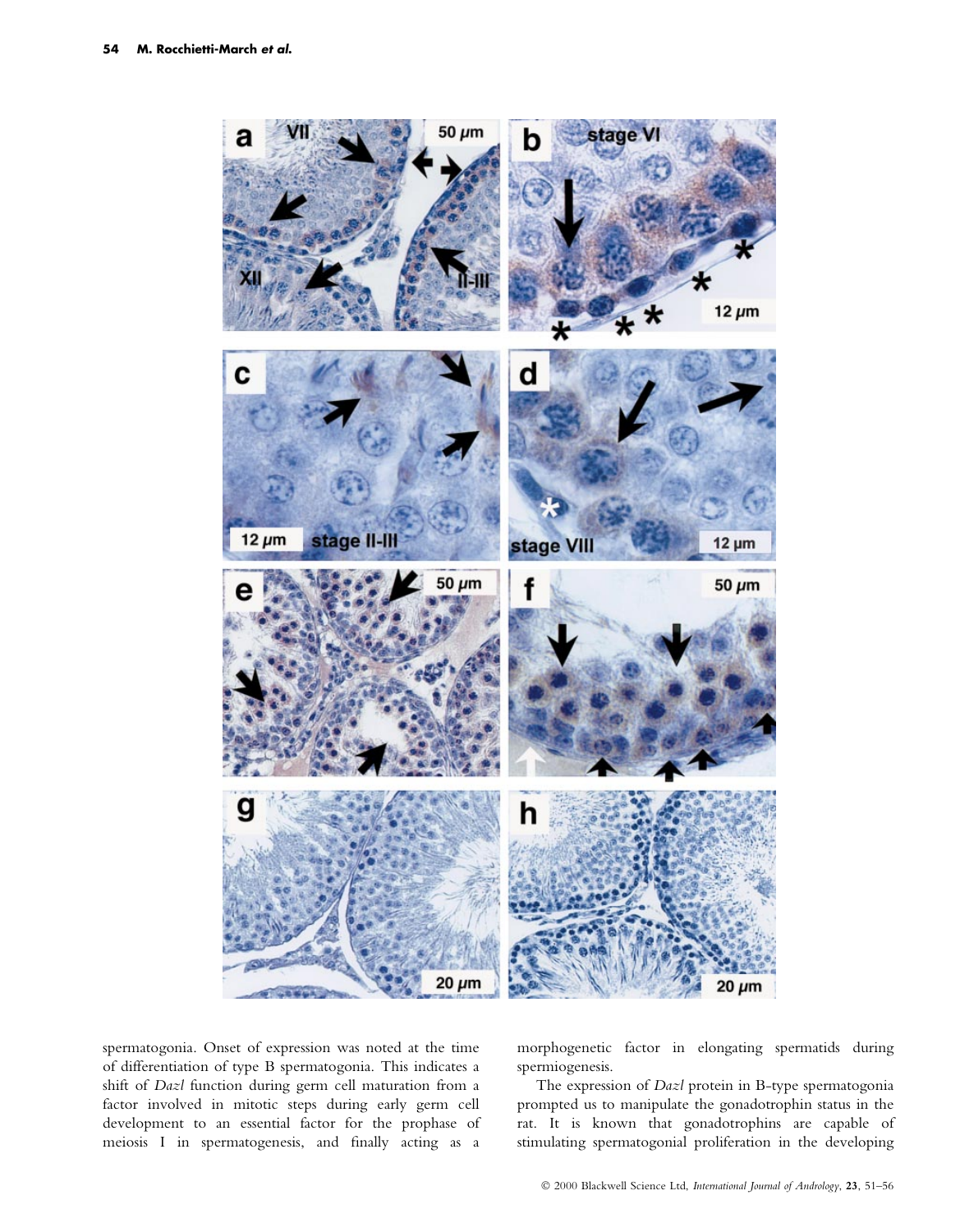spermatogonia. Onset of expression was noted at the time of differentiation of type B spermatogonia. This indicates a shift of *Dazl* function during germ cell maturation from a factor involved in mitotic steps during early germ cell development to an essential factor for the prophase of meiosis I in spermatogenesis, and finally acting as a morphogenetic factor in elongating spermatids during spermiogenesis.

The expression of *Dazl* protein in B-type spermatogonia prompted us to manipulate the gonadotrophin status in the rat. It is known that gonadotrophins are capable of stimulating spermatogonial proliferation in the developing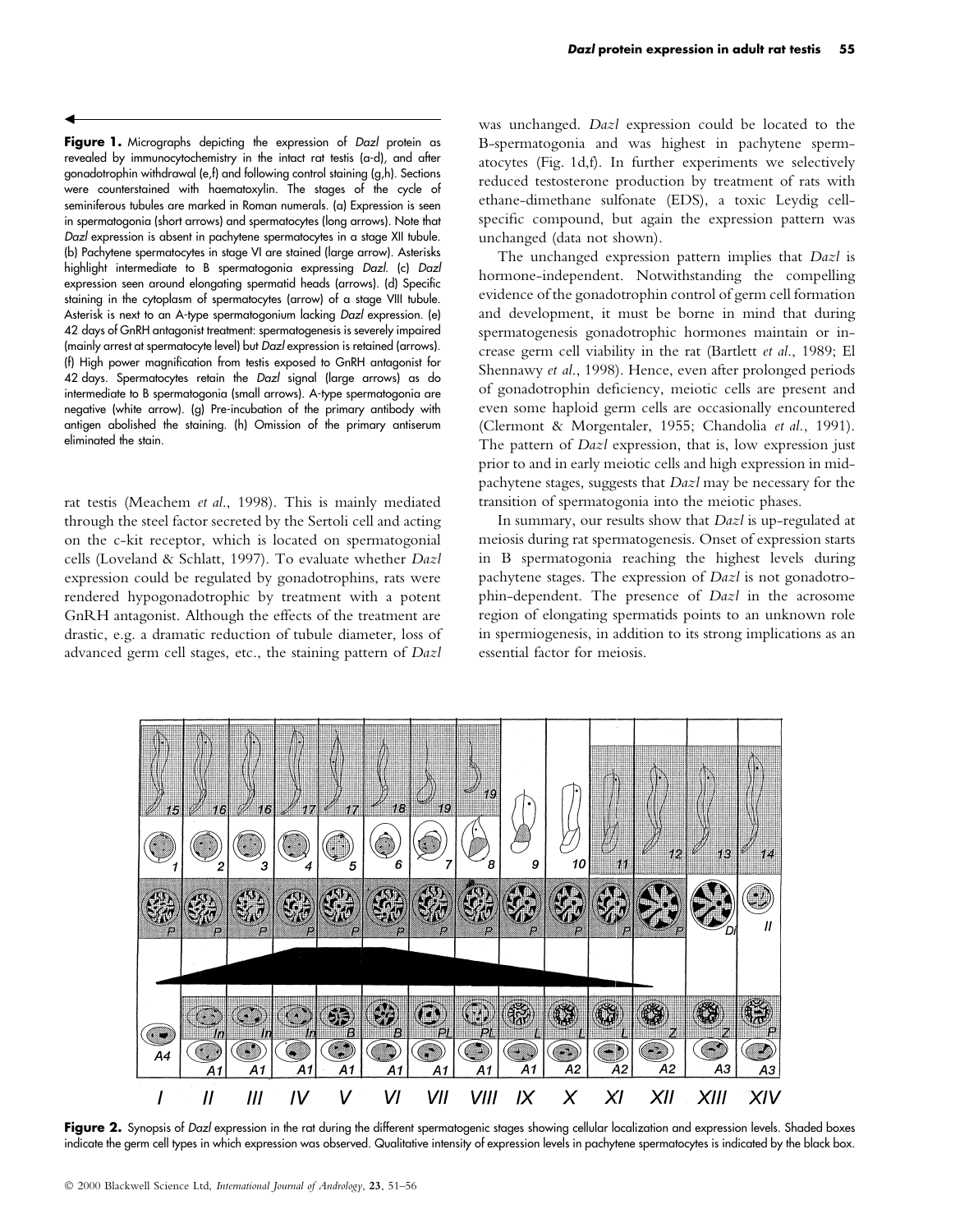**Figure 1.** Micrographs depicting the expression of *Dazl* protein as revealed by immunocytochemistry in the intact rat testis (a-d), and after gonadotrophin withdrawal (e,f) and following control staining (g,h). Sections were counterstained with haematoxylin. The stages of the cycle of seminiferous tubules are marked in Roman numerals. (a) Expression is seen in spermatogonia (short arrows) and spermatocytes (long arrows). Note that *Dazl* expression is absent in pachytene spermatocytes in a stage XII tubule. (b) Pachytene spermatocytes in stage VI are stained (large arrow). Asterisks highlight intermediate to B spermatogonia expressing *Dazl*. (c) *Dazl* expression seen around elongating spermatid heads (arrows). (d) Specific staining in the cytoplasm of spermatocytes (arrow) of a stage VIII tubule. Asterisk is next to an A-type spermatogonium lacking *Dazl* expression. (e) 42 days of GnRH antagonist treatment: spermatogenesis is severely impaired (mainly arrest at spermatocyte level) but *Dazl* expression is retained (arrows). (f) High power magnification from testis exposed to GnRH antagonist for 42 days. Spermatocytes retain the *Dazl* signal (large arrows) as do intermediate to B spermatogonia (small arrows). A-type spermatogonia are negative (white arrow). (g) Pre-incubation of the primary antibody with antigen abolished the staining. (h) Omission of the primary antiserum eliminated the stain.

rat testis (Meachem *et al.*, 1998). This is mainly mediated through the steel factor secreted by the Sertoli cell and acting on the c-kit receptor, which is located on spermatogonial cells (Loveland & Schlatt, 1997). To evaluate whether *Dazl* expression could be regulated by gonadotrophins, rats were rendered hypogonadotrophic by treatment with a potent GnRH antagonist. Although the effects of the treatment are drastic, e.g. a dramatic reduction of tubule diameter, loss of advanced germ cell stages, etc., the staining pattern of *Dazl* was unchanged. *Dazl* expression could be located to the B-spermatogonia and was highest in pachytene spermatocytes (Fig. 1d,f). In further experiments we selectively reduced testosterone production by treatment of rats with ethane-dimethane sulfonate (EDS), a toxic Leydig cell-specific compound, but again the expression pattern was unchanged (data not shown).

The unchanged expression pattern implies that *Dazl* is hormone-independent. Notwithstanding the compelling evidence of the gonadotrophin control of germ cell formation and development, it must be borne in mind that during spermatogenesis gonadotrophic hormones maintain or increase germ cell viability in the rat (Bartlett *et al.*, 1989; El Shennawy *et al.*, 1998). Hence, even after prolonged periods of gonadotrophin deficiency, meiotic cells are present and even some haploid germ cells are occasionally encountered (Clermont & Morgentaler, 1955; Chandolia *et al.*, 1991). The pattern of *Dazl* expression, that is, low expression just prior to and in early meiotic cells and high expression in mid-pachytene stages, suggests that *Dazl* may be necessary for the transition of spermatogonia into the meiotic phases.

In summary, our results show that *Dazl* is up-regulated at meiosis during rat spermatogenesis. Onset of expression starts in B spermatogonia reaching the highest levels during pachytene stages. The expression of *Dazl* is not gonadotrophin-dependent. The presence of *Dazl* in the acrosome region of elongating spermatids points to an unknown role in spermiogenesis, in addition to its strong implications as an essential factor for meiosis.

**Figure 2.** Synopsis of *Dazl* expression in the rat during the different spermatogenic stages showing cellular localization and expression levels. Shaded boxes indicate the germ cell types in which expression was observed. Qualitative intensity of expression levels in pachytene spermatocytes is indicated by the black box.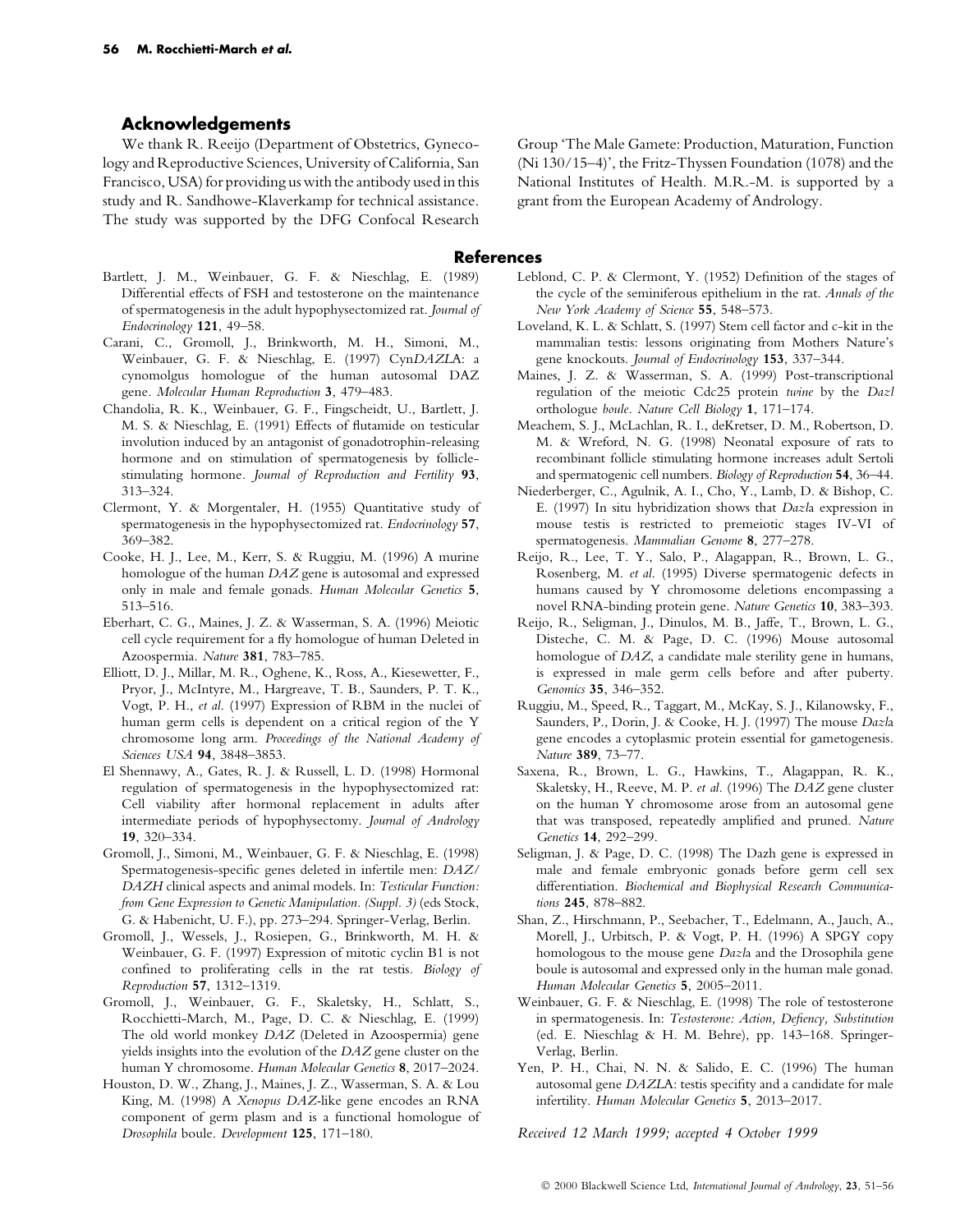## Acknowledgements

We thank R. Reeijo (Department of Obstetrics, Gynecology and Reproductive Sciences, University of California, San Francisco, USA) for providing us with the antibody used in this study and R. Sandhowe-Klaverkamp for technical assistance. The study was supported by the DFG Confocal Research Group 'The Male Gamete: Production, Maturation, Function (Ni 130/15–4)', the Fritz-Thyssen Foundation (1078) and the National Institutes of Health. M.R.-M. is supported by a grant from the European Academy of Andrology.

## References

Bartlett, J. M., Weinbauer, G. F. & Nieschlag, E. (1989) Differential effects of FSH and testosterone on the maintenance of spermatogenesis in the adult hypophysectomized rat. *Journal of Endocrinology* **121**, 49–58.

Carani, C., Gromoll, J., Brinkworth, M. H., Simoni, M., Weinbauer, G. F. & Nieschlag, E. (1997) Cyn*DAZL*A: a cynomolgus homologue of the human autosomal DAZ gene. *Molecular Human Reproduction* **3**, 479–483.

Chandolia, R. K., Weinbauer, G. F., Fingscheidt, U., Bartlett, J. M. S. & Nieschlag, E. (1991) Effects of flutamide on testicular involution induced by an antagonist of gonadotrophin-releasing hormone and on stimulation of spermatogenesis by follicle-stimulating hormone. *Journal of Reproduction and Fertility* **93**, 313–324.

Clermont, Y. & Morgentaler, H. (1955) Quantitative study of spermatogenesis in the hypophysectomized rat. *Endocrinology* **57**, 369–382.

Cooke, H. J., Lee, M., Kerr, S. & Ruggiu, M. (1996) A murine homologue of the human *DAZ* gene is autosomal and expressed only in male and female gonads. *Human Molecular Genetics* **5**, 513–516.

Eberhart, C. G., Maines, J. Z. & Wasserman, S. A. (1996) Meiotic cell cycle requirement for a fly homologue of human Deleted in Azoospermia. *Nature* **381**, 783–785.

Elliott, D. J., Millar, M. R., Oghene, K., Ross, A., Kiesewetter, F., Pryor, J., McIntyre, M., Hargreave, T. B., Saunders, P. T. K., Vogt, P. H., *et al.* (1997) Expression of RBM in the nuclei of human germ cells is dependent on a critical region of the Y chromosome long arm. *Proceedings of the National Academy of Sciences USA* **94**, 3848–3853.

El Shennawy, A., Gates, R. J. & Russell, L. D. (1998) Hormonal regulation of spermatogenesis in the hypophysectomized rat: Cell viability after hormonal replacement in adults after intermediate periods of hypophysectomy. *Journal of Andrology* **19**, 320–334.

Gromoll, J., Simoni, M., Weinbauer, G. F. & Nieschlag, E. (1998) Spermatogenesis-specific genes deleted in infertile men: *DAZ/DAZH* clinical aspects and animal models. In: *Testicular Function: from Gene Expression to Genetic Manipulation. (Suppl. 3)* (eds Stock, G. & Habenicht, U. F.), pp. 273–294. Springer-Verlag, Berlin.

Gromoll, J., Wessels, J., Rosiepen, G., Brinkworth, M. H. & Weinbauer, G. F. (1997) Expression of mitotic cyclin B1 is not confined to proliferating cells in the rat testis. *Biology of Reproduction* **57**, 1312–1319.

Gromoll, J., Weinbauer, G. F., Skaletsky, H., Schlatt, S., Rocchietti-March, M., Page, D. C. & Nieschlag, E. (1999) The old world monkey *DAZ* (Deleted in Azoospermia) gene yields insights into the evolution of the *DAZ* gene cluster on the human Y chromosome. *Human Molecular Genetics* **8**, 2017–2024.

Houston, D. W., Zhang, J., Maines, J. Z., Wasserman, S. A. & Lou King, M. (1998) A *Xenopus DAZ*-like gene encodes an RNA component of germ plasm and is a functional homologue of *Drosophila* boule. *Development* **125**, 171–180.

Leblond, C. P. & Clermont, Y. (1952) Definition of the stages of the cycle of the seminiferous epithelium in the rat. *Annals of the New York Academy of Science* **55**, 548–573.

Loveland, K. L. & Schlatt, S. (1997) Stem cell factor and c-kit in the mammalian testis: lessons originating from Mothers Nature's gene knockouts. *Journal of Endocrinology* **153**, 337–344.

Maines, J. Z. & Wasserman, S. A. (1999) Post-transcriptional regulation of the meiotic Cdc25 protein *twine* by the *Dazl* orthologue *boule*. *Nature Cell Biology* **1**, 171–174.

Meachem, S. J., McLachlan, R. I., deKretser, D. M., Robertson, D. M. & Wreford, N. G. (1998) Neonatal exposure of rats to recombinant follicle stimulating hormone increases adult Sertoli and spermatogenic cell numbers. *Biology of Reproduction* **54**, 36–44.

Niederberger, C., Agulnik, A. I., Cho, Y., Lamb, D. & Bishop, C. E. (1997) In situ hybridization shows that *Dazla* expression in mouse testis is restricted to premeiotic stages IV-VI of spermatogenesis. *Mammalian Genome* **8**, 277–278.

Reijo, R., Lee, T. Y., Salo, P., Alagappan, R., Brown, L. G., Rosenberg, M. *et al*. (1995) Diverse spermatogenic defects in humans caused by Y chromosome deletions encompassing a novel RNA-binding protein gene. *Nature Genetics* **10**, 383–393.

Reijo, R., Seligman, J., Dinulos, M. B., Jaffe, T., Brown, L. G., Disteche, C. M. & Page, D. C. (1996) Mouse autosomal homologue of *DAZ*, a candidate male sterility gene in humans, is expressed in male germ cells before and after puberty. *Genomics* **35**, 346–352.

Ruggiu, M., Speed, R., Taggart, M., McKay, S. J., Kilanowsky, F., Saunders, P., Dorin, J. & Cooke, H. J. (1997) The mouse *Dazla* gene encodes a cytoplasmic protein essential for gametogenesis. *Nature* **389**, 73–77.

Saxena, R., Brown, L. G., Hawkins, T., Alagappan, R. K., Skaletsky, H., Reeve, M. P. *et al*. (1996) The *DAZ* gene cluster on the human Y chromosome arose from an autosomal gene that was transposed, repeatedly amplified and pruned. *Nature Genetics* **14**, 292–299.

Seligman, J. & Page, D. C. (1998) The Dazh gene is expressed in male and female embryonic gonads before germ cell sex differentiation. *Biochemical and Biophysical Research Communications* **245**, 878–882.

Shan, Z., Hirschmann, P., Seebacher, T., Edelmann, A., Jauch, A., Morell, J., Urbitsch, P. & Vogt, P. H. (1996) A SPGY copy homologous to the mouse gene *Dazla* and the Drosophila gene boule is autosomal and expressed only in the human male gonad. *Human Molecular Genetics* **5**, 2005–2011.

Weinbauer, G. F. & Nieschlag, E. (1998) The role of testosterone in spermatogenesis. In: *Testosterone: Action, Defiency, Substitution* (ed. E. Nieschlag & H. M. Behre), pp. 143–168. Springer-Verlag, Berlin.

Yen, P. H., Chai, N. N. & Salido, E. C. (1996) The human autosomal gene *DAZLA*: testis specifity and a candidate for male infertility. *Human Molecular Genetics* **5**, 2013–2017.

*Received 12 March 1999; accepted 4 October 1999*